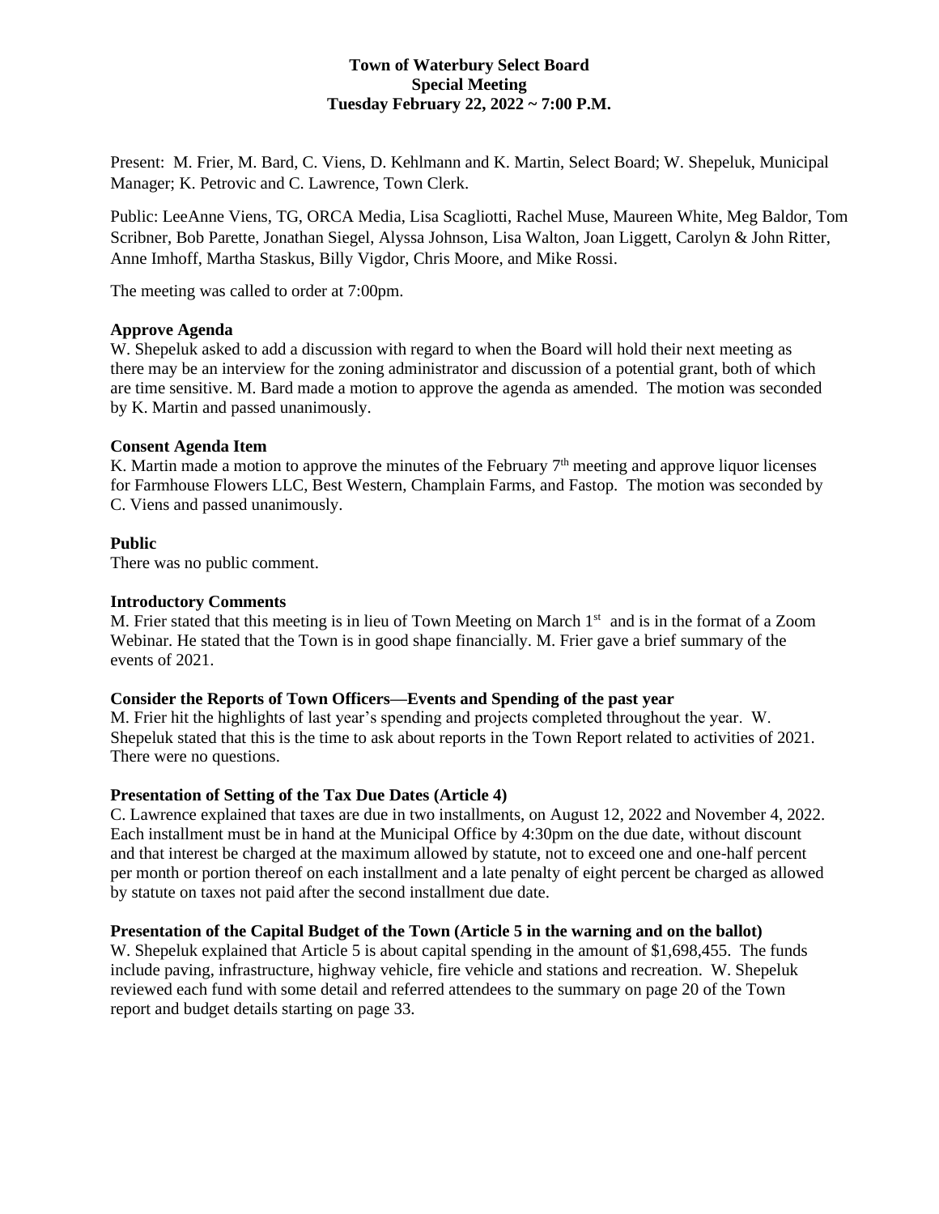**Town of Waterbury Select Board**
**Special Meeting**
**Tuesday February 22, 2022 ~ 7:00 P.M.**

Present: M. Frier, M. Bard, C. Viens, D. Kehlmann and K. Martin, Select Board; W. Shepeluk, Municipal Manager; K. Petrovic and C. Lawrence, Town Clerk.

Public: LeeAnne Viens, TG, ORCA Media, Lisa Scagliotti, Rachel Muse, Maureen White, Meg Baldor, Tom Scribner, Bob Parette, Jonathan Siegel, Alyssa Johnson, Lisa Walton, Joan Liggett, Carolyn & John Ritter, Anne Imhoff, Martha Staskus, Billy Vigdor, Chris Moore, and Mike Rossi.

The meeting was called to order at 7:00pm.

**Approve Agenda**
W. Shepeluk asked to add a discussion with regard to when the Board will hold their next meeting as there may be an interview for the zoning administrator and discussion of a potential grant, both of which are time sensitive. M. Bard made a motion to approve the agenda as amended. The motion was seconded by K. Martin and passed unanimously.

**Consent Agenda Item**
K. Martin made a motion to approve the minutes of the February 7th meeting and approve liquor licenses for Farmhouse Flowers LLC, Best Western, Champlain Farms, and Fastop. The motion was seconded by C. Viens and passed unanimously.

**Public**
There was no public comment.

**Introductory Comments**
M. Frier stated that this meeting is in lieu of Town Meeting on March 1st and is in the format of a Zoom Webinar. He stated that the Town is in good shape financially. M. Frier gave a brief summary of the events of 2021.

**Consider the Reports of Town Officers—Events and Spending of the past year**
M. Frier hit the highlights of last year's spending and projects completed throughout the year. W. Shepeluk stated that this is the time to ask about reports in the Town Report related to activities of 2021. There were no questions.

**Presentation of Setting of the Tax Due Dates (Article 4)**
C. Lawrence explained that taxes are due in two installments, on August 12, 2022 and November 4, 2022. Each installment must be in hand at the Municipal Office by 4:30pm on the due date, without discount and that interest be charged at the maximum allowed by statute, not to exceed one and one-half percent per month or portion thereof on each installment and a late penalty of eight percent be charged as allowed by statute on taxes not paid after the second installment due date.

**Presentation of the Capital Budget of the Town (Article 5 in the warning and on the ballot)**
W. Shepeluk explained that Article 5 is about capital spending in the amount of $1,698,455. The funds include paving, infrastructure, highway vehicle, fire vehicle and stations and recreation. W. Shepeluk reviewed each fund with some detail and referred attendees to the summary on page 20 of the Town report and budget details starting on page 33.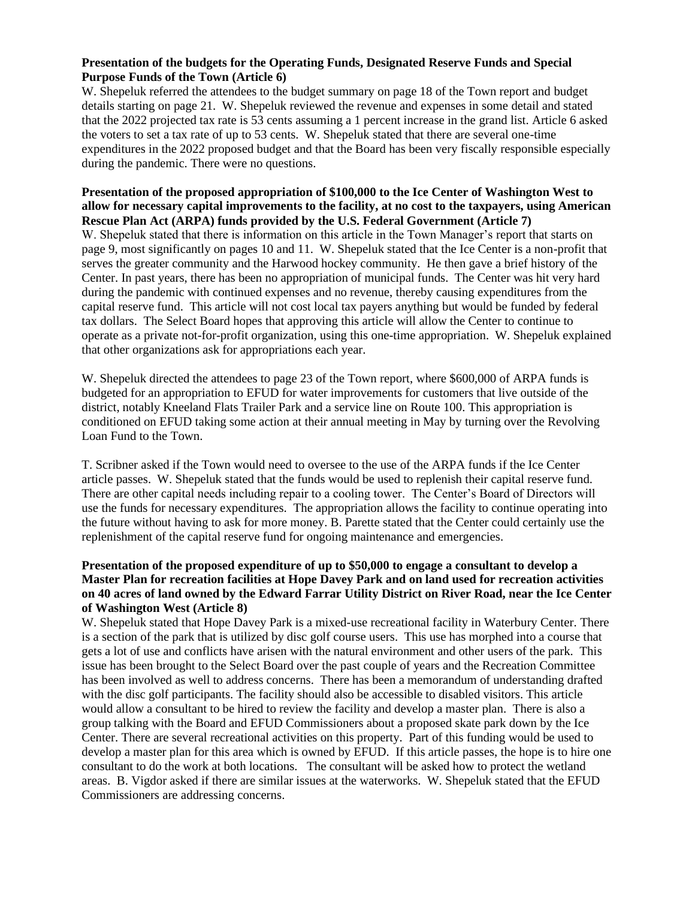**Presentation of the budgets for the Operating Funds, Designated Reserve Funds and Special Purpose Funds of the Town (Article 6)**

W. Shepeluk referred the attendees to the budget summary on page 18 of the Town report and budget details starting on page 21. W. Shepeluk reviewed the revenue and expenses in some detail and stated that the 2022 projected tax rate is 53 cents assuming a 1 percent increase in the grand list. Article 6 asked the voters to set a tax rate of up to 53 cents. W. Shepeluk stated that there are several one-time expenditures in the 2022 proposed budget and that the Board has been very fiscally responsible especially during the pandemic. There were no questions.

**Presentation of the proposed appropriation of $100,000 to the Ice Center of Washington West to allow for necessary capital improvements to the facility, at no cost to the taxpayers, using American Rescue Plan Act (ARPA) funds provided by the U.S. Federal Government (Article 7)**

W. Shepeluk stated that there is information on this article in the Town Manager's report that starts on page 9, most significantly on pages 10 and 11. W. Shepeluk stated that the Ice Center is a non-profit that serves the greater community and the Harwood hockey community. He then gave a brief history of the Center. In past years, there has been no appropriation of municipal funds. The Center was hit very hard during the pandemic with continued expenses and no revenue, thereby causing expenditures from the capital reserve fund. This article will not cost local tax payers anything but would be funded by federal tax dollars. The Select Board hopes that approving this article will allow the Center to continue to operate as a private not-for-profit organization, using this one-time appropriation. W. Shepeluk explained that other organizations ask for appropriations each year.

W. Shepeluk directed the attendees to page 23 of the Town report, where $600,000 of ARPA funds is budgeted for an appropriation to EFUD for water improvements for customers that live outside of the district, notably Kneeland Flats Trailer Park and a service line on Route 100. This appropriation is conditioned on EFUD taking some action at their annual meeting in May by turning over the Revolving Loan Fund to the Town.

T. Scribner asked if the Town would need to oversee to the use of the ARPA funds if the Ice Center article passes. W. Shepeluk stated that the funds would be used to replenish their capital reserve fund. There are other capital needs including repair to a cooling tower. The Center's Board of Directors will use the funds for necessary expenditures. The appropriation allows the facility to continue operating into the future without having to ask for more money. B. Parette stated that the Center could certainly use the replenishment of the capital reserve fund for ongoing maintenance and emergencies.

**Presentation of the proposed expenditure of up to $50,000 to engage a consultant to develop a Master Plan for recreation facilities at Hope Davey Park and on land used for recreation activities on 40 acres of land owned by the Edward Farrar Utility District on River Road, near the Ice Center of Washington West (Article 8)**

W. Shepeluk stated that Hope Davey Park is a mixed-use recreational facility in Waterbury Center. There is a section of the park that is utilized by disc golf course users. This use has morphed into a course that gets a lot of use and conflicts have arisen with the natural environment and other users of the park. This issue has been brought to the Select Board over the past couple of years and the Recreation Committee has been involved as well to address concerns. There has been a memorandum of understanding drafted with the disc golf participants. The facility should also be accessible to disabled visitors. This article would allow a consultant to be hired to review the facility and develop a master plan. There is also a group talking with the Board and EFUD Commissioners about a proposed skate park down by the Ice Center. There are several recreational activities on this property. Part of this funding would be used to develop a master plan for this area which is owned by EFUD. If this article passes, the hope is to hire one consultant to do the work at both locations. The consultant will be asked how to protect the wetland areas. B. Vigdor asked if there are similar issues at the waterworks. W. Shepeluk stated that the EFUD Commissioners are addressing concerns.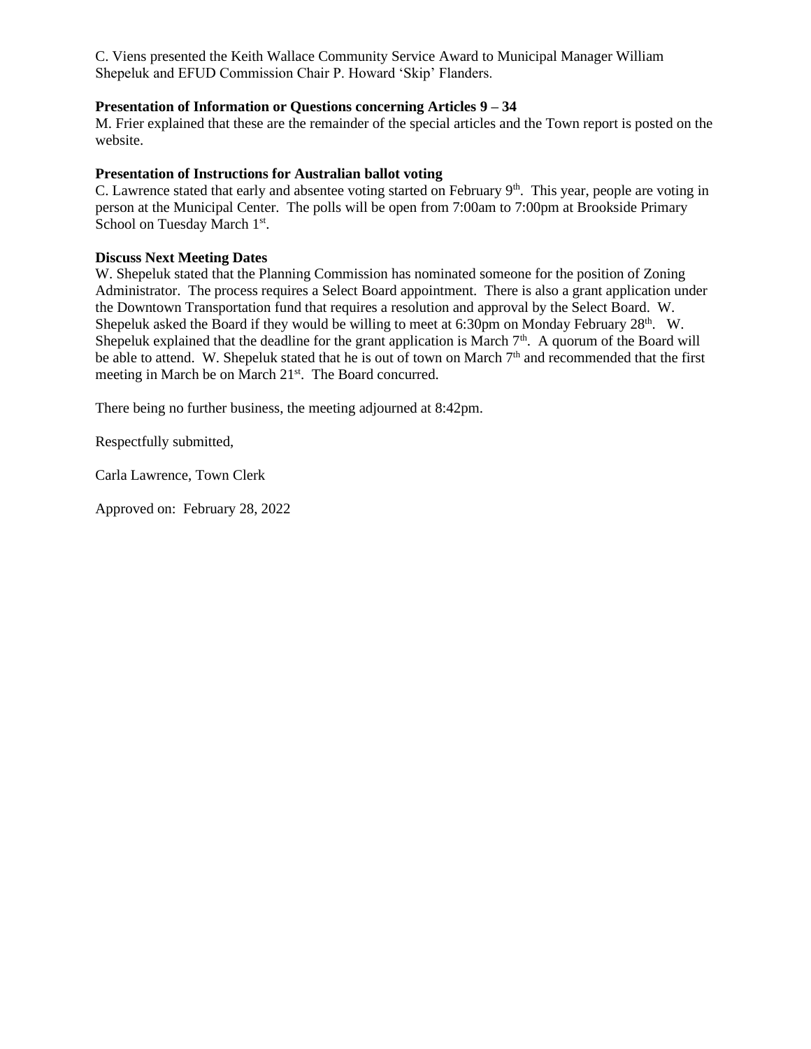C. Viens presented the Keith Wallace Community Service Award to Municipal Manager William Shepeluk and EFUD Commission Chair P. Howard 'Skip' Flanders.

**Presentation of Information or Questions concerning Articles 9 – 34**

M. Frier explained that these are the remainder of the special articles and the Town report is posted on the website.

**Presentation of Instructions for Australian ballot voting**

C. Lawrence stated that early and absentee voting started on February 9th. This year, people are voting in person at the Municipal Center. The polls will be open from 7:00am to 7:00pm at Brookside Primary School on Tuesday March 1st.

**Discuss Next Meeting Dates**

W. Shepeluk stated that the Planning Commission has nominated someone for the position of Zoning Administrator. The process requires a Select Board appointment. There is also a grant application under the Downtown Transportation fund that requires a resolution and approval by the Select Board. W. Shepeluk asked the Board if they would be willing to meet at 6:30pm on Monday February 28th. W. Shepeluk explained that the deadline for the grant application is March 7th. A quorum of the Board will be able to attend. W. Shepeluk stated that he is out of town on March 7th and recommended that the first meeting in March be on March 21st. The Board concurred.

There being no further business, the meeting adjourned at 8:42pm.

Respectfully submitted,

Carla Lawrence, Town Clerk

Approved on: February 28, 2022